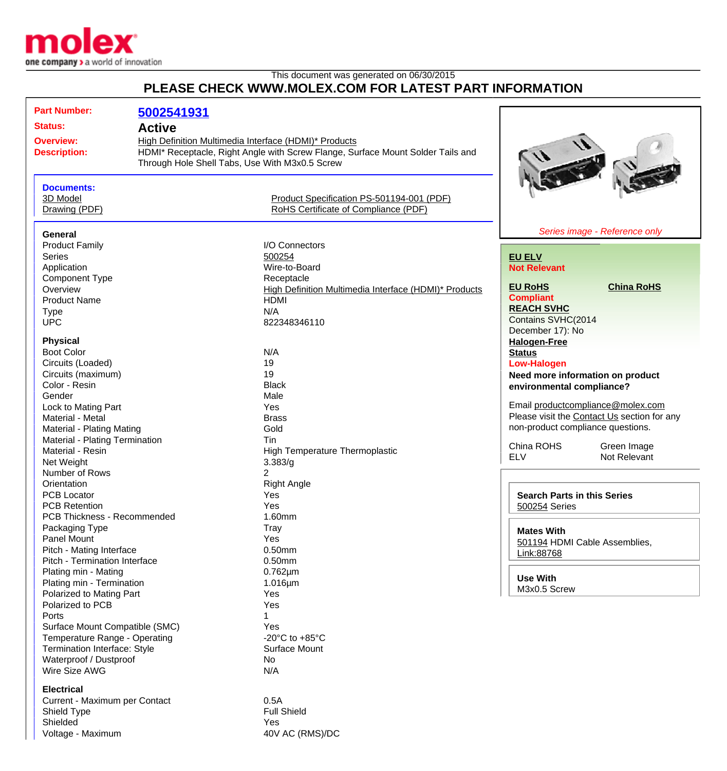This document was generated on 06/30/2015

# PLEASE CHECK WWW.MOLEX.COM FOR LATEST PART INFORMATION

**Part Number:** 5002541931

**Status:** Active

**Overview:** High Definition Multimedia Interface (HDMI)* Products

**Description:** HDMI* Receptacle, Right Angle with Screw Flange, Surface Mount Solder Tails and Through Hole Shell Tabs, Use With M3x0.5 Screw

**Documents:**

- 3D Model
- Drawing (PDF)
- Product Specification PS-501194-001 (PDF)
- RoHS Certificate of Compliance (PDF)

*Series image - Reference only*

**General**

| | |
|---|---|
| Product Family | I/O Connectors |
| Series | 500254 |
| Application | Wire-to-Board |
| Component Type | Receptacle |
| Overview | High Definition Multimedia Interface (HDMI)* Products |
| Product Name | HDMI |
| Type | N/A |
| UPC | 822348346110 |

**Physical**

| | |
|---|---|
| Boot Color | N/A |
| Circuits (Loaded) | 19 |
| Circuits (maximum) | 19 |
| Color - Resin | Black |
| Gender | Male |
| Lock to Mating Part | Yes |
| Material - Metal | Brass |
| Material - Plating Mating | Gold |
| Material - Plating Termination | Tin |
| Material - Resin | High Temperature Thermoplastic |
| Net Weight | 3.383/g |
| Number of Rows | 2 |
| Orientation | Right Angle |
| PCB Locator | Yes |
| PCB Retention | Yes |
| PCB Thickness - Recommended | 1.60mm |
| Packaging Type | Tray |
| Panel Mount | Yes |
| Pitch - Mating Interface | 0.50mm |
| Pitch - Termination Interface | 0.50mm |
| Plating min - Mating | 0.762µm |
| Plating min - Termination | 1.016µm |
| Polarized to Mating Part | Yes |
| Polarized to PCB | Yes |
| Ports | 1 |
| Surface Mount Compatible (SMC) | Yes |
| Temperature Range - Operating | -20°C to +85°C |
| Termination Interface: Style | Surface Mount |
| Waterproof / Dustproof | No |
| Wire Size AWG | N/A |

**Electrical**

| | |
|---|---|
| Current - Maximum per Contact | 0.5A |
| Shield Type | Full Shield |
| Shielded | Yes |
| Voltage - Maximum | 40V AC (RMS)/DC |

**EU ELV**
Not Relevant

**EU RoHS** | **China RoHS**
Compliant

**REACH SVHC**
Contains SVHC(2014 December 17): No

**Halogen-Free Status**
Low-Halogen

**Need more information on product environmental compliance?**

Email productcompliance@molex.com
Please visit the Contact Us section for any non-product compliance questions.

| | |
|---|---|
| China ROHS | Green Image |
| ELV | Not Relevant |

**Search Parts in this Series**
500254 Series

**Mates With**
501194 HDMI Cable Assemblies, Link:88768

**Use With**
M3x0.5 Screw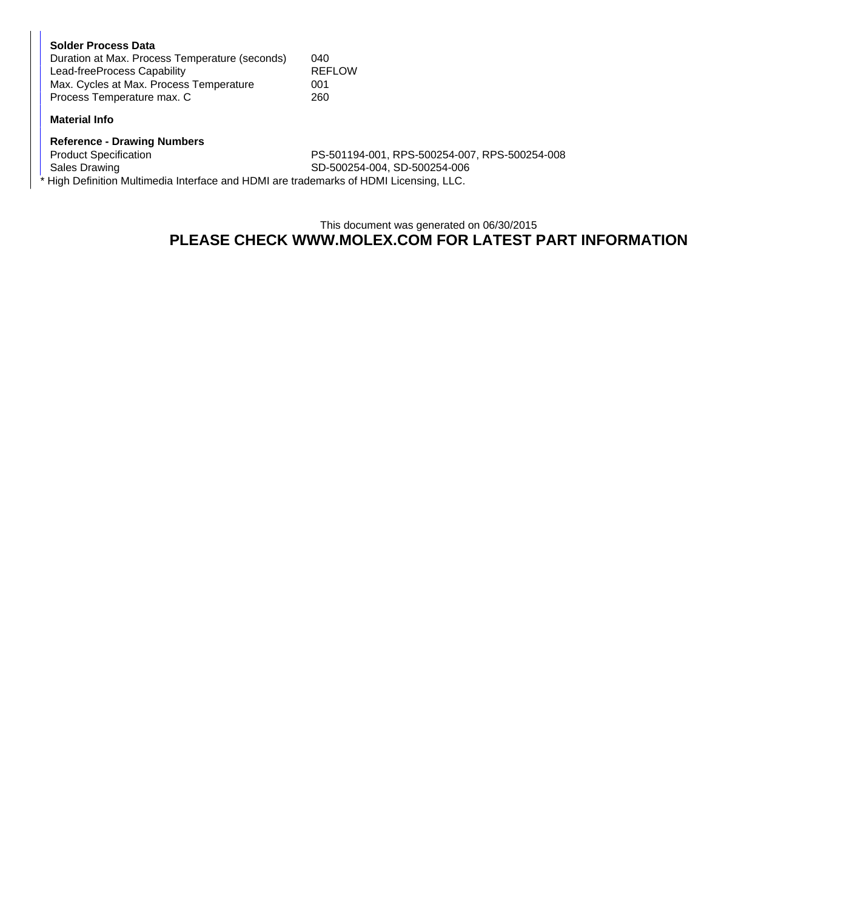**Solder Process Data**

| | |
|---|---|
| Duration at Max. Process Temperature (seconds) | 040 |
| Lead-freeProcess Capability | REFLOW |
| Max. Cycles at Max. Process Temperature | 001 |
| Process Temperature max. C | 260 |

**Material Info**

**Reference - Drawing Numbers**

| | |
|---|---|
| Product Specification | PS-501194-001, RPS-500254-007, RPS-500254-008 |
| Sales Drawing | SD-500254-004, SD-500254-006 |

* High Definition Multimedia Interface and HDMI are trademarks of HDMI Licensing, LLC.

This document was generated on 06/30/2015

**PLEASE CHECK WWW.MOLEX.COM FOR LATEST PART INFORMATION**